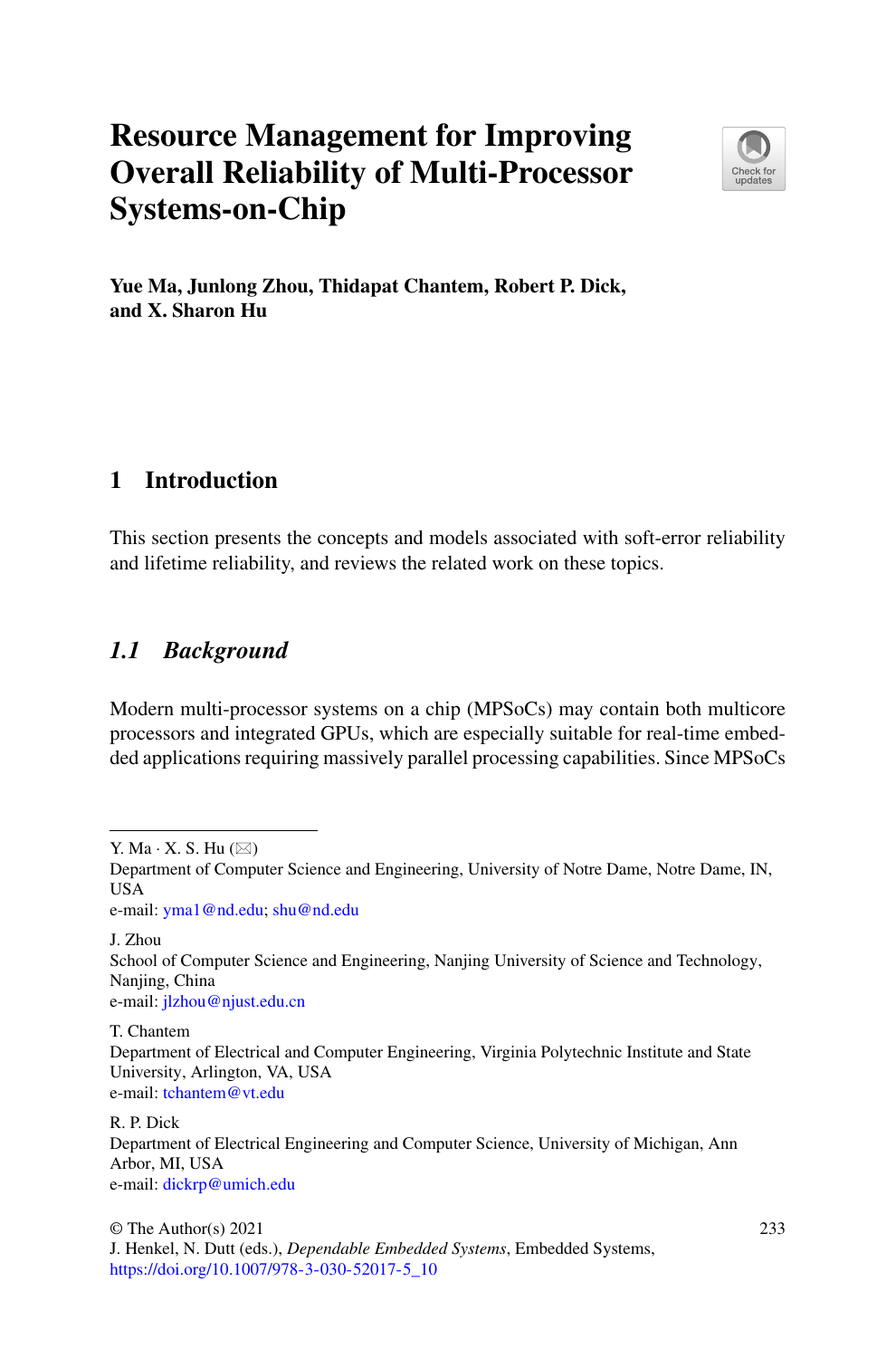# Resource Management for Improving Overall Reliability of Multi-Processor Systems-on-Chip

**Yue Ma, Junlong Zhou, Thidapat Chantem, Robert P. Dick, and X. Sharon Hu**

## 1 Introduction

This section presents the concepts and models associated with soft-error reliability and lifetime reliability, and reviews the related work on these topics.

### *1.1 Background*

Modern multi-processor systems on a chip (MPSoCs) may contain both multicore processors and integrated GPUs, which are especially suitable for real-time embedded applications requiring massively parallel processing capabilities. Since MPSoCs

---

Y. Ma · X. S. Hu (✉)
Department of Computer Science and Engineering, University of Notre Dame, Notre Dame, IN, USA
e-mail: yma1@nd.edu; shu@nd.edu

J. Zhou
School of Computer Science and Engineering, Nanjing University of Science and Technology, Nanjing, China
e-mail: jlzhou@njust.edu.cn

T. Chantem
Department of Electrical and Computer Engineering, Virginia Polytechnic Institute and State University, Arlington, VA, USA
e-mail: tchantem@vt.edu

R. P. Dick
Department of Electrical Engineering and Computer Science, University of Michigan, Ann Arbor, MI, USA
e-mail: dickrp@umich.edu

© The Author(s) 2021
J. Henkel, N. Dutt (eds.), *Dependable Embedded Systems*, Embedded Systems,
https://doi.org/10.1007/978-3-030-52017-5_10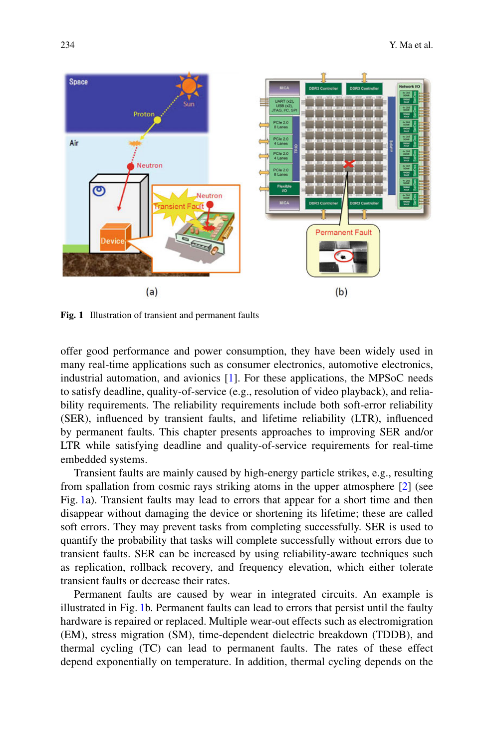Fig. 1 Illustration of transient and permanent faults

offer good performance and power consumption, they have been widely used in many real-time applications such as consumer electronics, automotive electronics, industrial automation, and avionics [1]. For these applications, the MPSoC needs to satisfy deadline, quality-of-service (e.g., resolution of video playback), and reliability requirements. The reliability requirements include both soft-error reliability (SER), influenced by transient faults, and lifetime reliability (LTR), influenced by permanent faults. This chapter presents approaches to improving SER and/or LTR while satisfying deadline and quality-of-service requirements for real-time embedded systems.

Transient faults are mainly caused by high-energy particle strikes, e.g., resulting from spallation from cosmic rays striking atoms in the upper atmosphere [2] (see Fig. 1a). Transient faults may lead to errors that appear for a short time and then disappear without damaging the device or shortening its lifetime; these are called soft errors. They may prevent tasks from completing successfully. SER is used to quantify the probability that tasks will complete successfully without errors due to transient faults. SER can be increased by using reliability-aware techniques such as replication, rollback recovery, and frequency elevation, which either tolerate transient faults or decrease their rates.

Permanent faults are caused by wear in integrated circuits. An example is illustrated in Fig. 1b. Permanent faults can lead to errors that persist until the faulty hardware is repaired or replaced. Multiple wear-out effects such as electromigration (EM), stress migration (SM), time-dependent dielectric breakdown (TDDB), and thermal cycling (TC) can lead to permanent faults. The rates of these effect depend exponentially on temperature. In addition, thermal cycling depends on the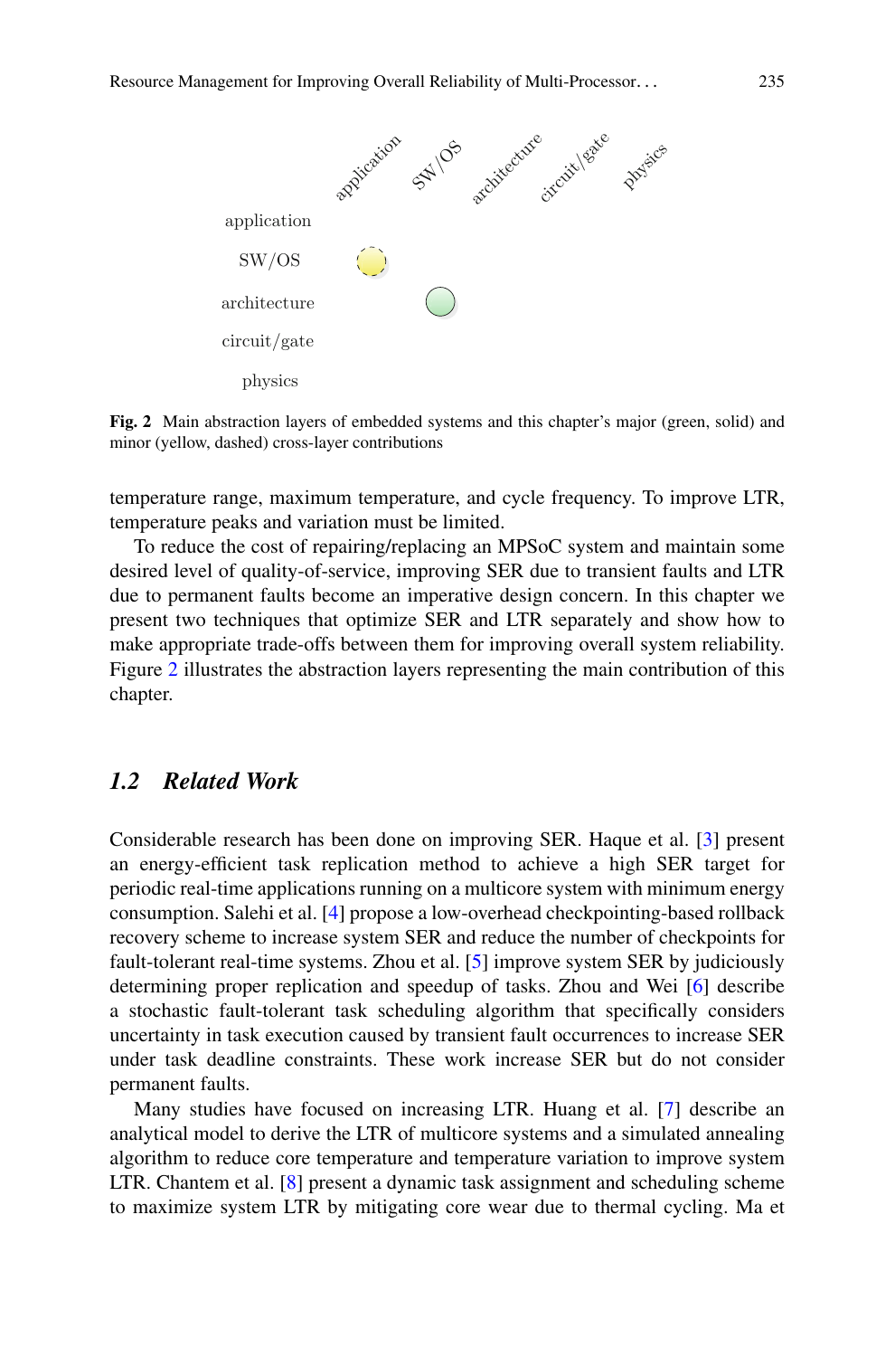**Fig. 2** Main abstraction layers of embedded systems and this chapter's major (green, solid) and minor (yellow, dashed) cross-layer contributions

temperature range, maximum temperature, and cycle frequency. To improve LTR, temperature peaks and variation must be limited.

To reduce the cost of repairing/replacing an MPSoC system and maintain some desired level of quality-of-service, improving SER due to transient faults and LTR due to permanent faults become an imperative design concern. In this chapter we present two techniques that optimize SER and LTR separately and show how to make appropriate trade-offs between them for improving overall system reliability. Figure 2 illustrates the abstraction layers representing the main contribution of this chapter.

### *1.2 Related Work*

Considerable research has been done on improving SER. Haque et al. [3] present an energy-efficient task replication method to achieve a high SER target for periodic real-time applications running on a multicore system with minimum energy consumption. Salehi et al. [4] propose a low-overhead checkpointing-based rollback recovery scheme to increase system SER and reduce the number of checkpoints for fault-tolerant real-time systems. Zhou et al. [5] improve system SER by judiciously determining proper replication and speedup of tasks. Zhou and Wei [6] describe a stochastic fault-tolerant task scheduling algorithm that specifically considers uncertainty in task execution caused by transient fault occurrences to increase SER under task deadline constraints. These work increase SER but do not consider permanent faults.

Many studies have focused on increasing LTR. Huang et al. [7] describe an analytical model to derive the LTR of multicore systems and a simulated annealing algorithm to reduce core temperature and temperature variation to improve system LTR. Chantem et al. [8] present a dynamic task assignment and scheduling scheme to maximize system LTR by mitigating core wear due to thermal cycling. Ma et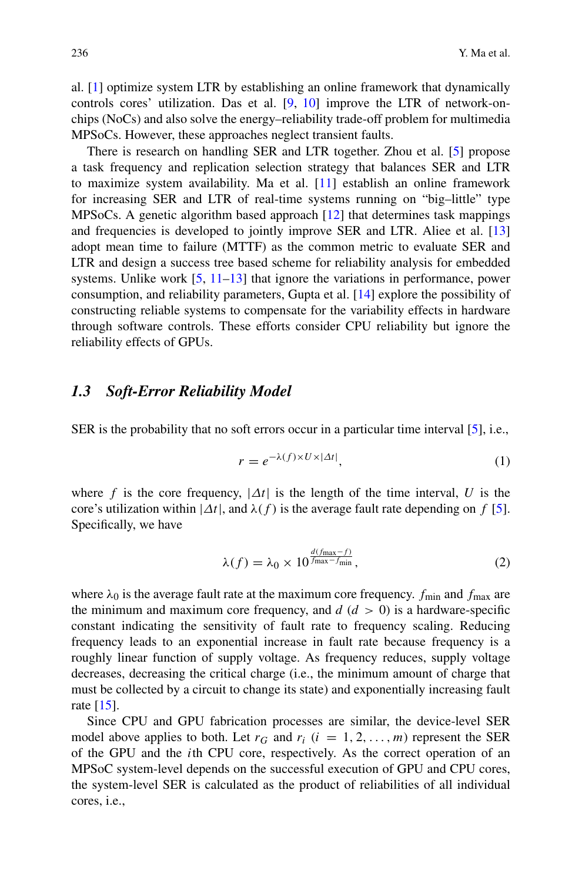al. [1] optimize system LTR by establishing an online framework that dynamically controls cores' utilization. Das et al. [9, 10] improve the LTR of network-on-chips (NoCs) and also solve the energy–reliability trade-off problem for multimedia MPSoCs. However, these approaches neglect transient faults.

There is research on handling SER and LTR together. Zhou et al. [5] propose a task frequency and replication selection strategy that balances SER and LTR to maximize system availability. Ma et al. [11] establish an online framework for increasing SER and LTR of real-time systems running on "big–little" type MPSoCs. A genetic algorithm based approach [12] that determines task mappings and frequencies is developed to jointly improve SER and LTR. Aliee et al. [13] adopt mean time to failure (MTTF) as the common metric to evaluate SER and LTR and design a success tree based scheme for reliability analysis for embedded systems. Unlike work [5, 11–13] that ignore the variations in performance, power consumption, and reliability parameters, Gupta et al. [14] explore the possibility of constructing reliable systems to compensate for the variability effects in hardware through software controls. These efforts consider CPU reliability but ignore the reliability effects of GPUs.

## 1.3 Soft-Error Reliability Model

SER is the probability that no soft errors occur in a particular time interval [5], i.e.,

$$r = e^{-\lambda(f) \times U \times |\Delta t|}, \tag{1}$$

where $f$ is the core frequency, $|\Delta t|$ is the length of the time interval, $U$ is the core's utilization within $|\Delta t|$, and $\lambda(f)$ is the average fault rate depending on $f$ [5]. Specifically, we have

$$\lambda(f) = \lambda_0 \times 10^{\frac{d(f_{\max} - f)}{f_{\max} - f_{\min}}}, \tag{2}$$

where $\lambda_0$ is the average fault rate at the maximum core frequency. $f_{\min}$ and $f_{\max}$ are the minimum and maximum core frequency, and $d$ ($d > 0$) is a hardware-specific constant indicating the sensitivity of fault rate to frequency scaling. Reducing frequency leads to an exponential increase in fault rate because frequency is a roughly linear function of supply voltage. As frequency reduces, supply voltage decreases, decreasing the critical charge (i.e., the minimum amount of charge that must be collected by a circuit to change its state) and exponentially increasing fault rate [15].

Since CPU and GPU fabrication processes are similar, the device-level SER model above applies to both. Let $r_G$ and $r_i$ ($i = 1, 2, \ldots, m$) represent the SER of the GPU and the $i$th CPU core, respectively. As the correct operation of an MPSoC system-level depends on the successful execution of GPU and CPU cores, the system-level SER is calculated as the product of reliabilities of all individual cores, i.e.,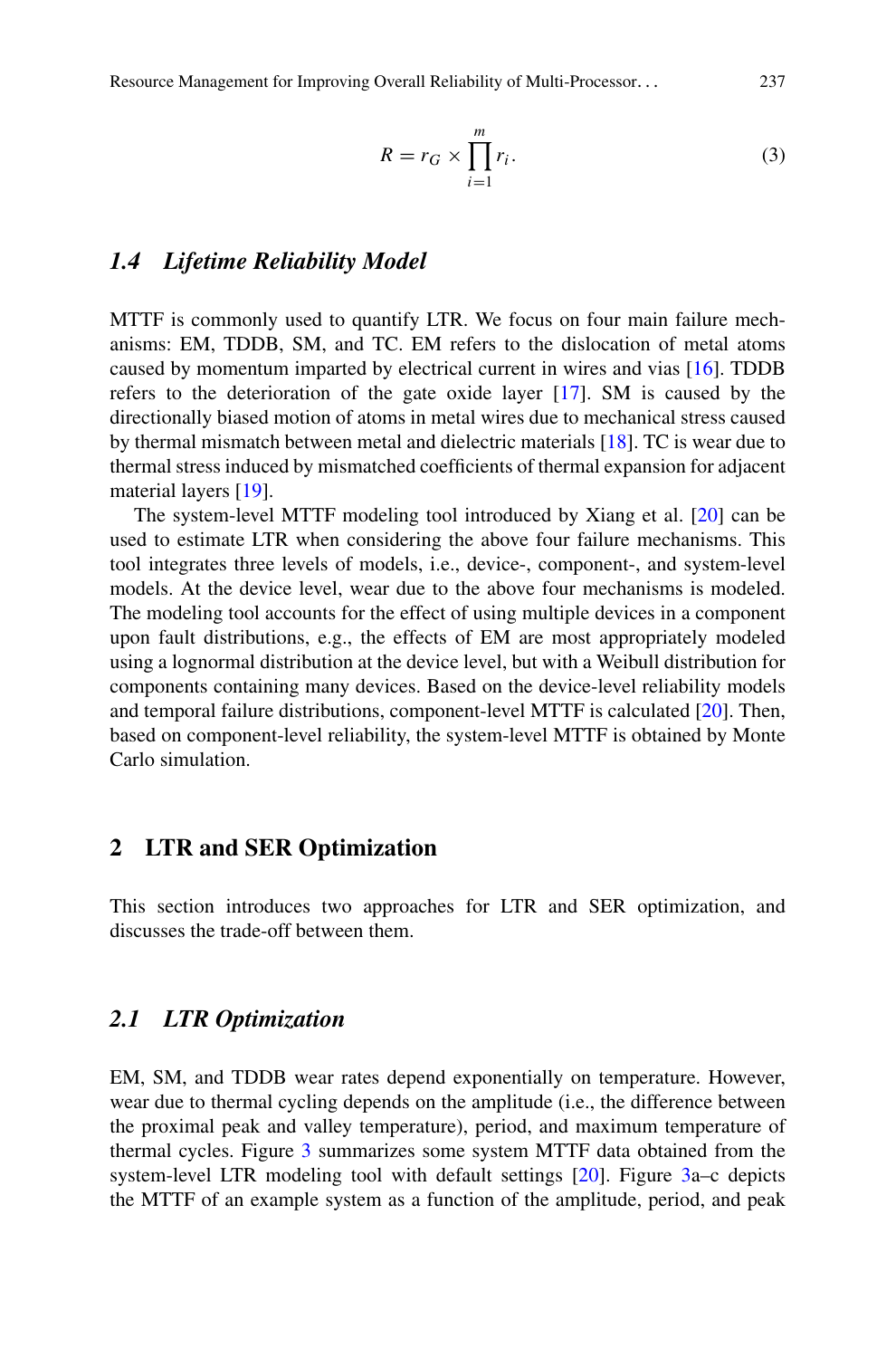$$R = r_G \times \prod_{i=1}^{m} r_i. \tag{3}$$

### *1.4 Lifetime Reliability Model*

MTTF is commonly used to quantify LTR. We focus on four main failure mechanisms: EM, TDDB, SM, and TC. EM refers to the dislocation of metal atoms caused by momentum imparted by electrical current in wires and vias [16]. TDDB refers to the deterioration of the gate oxide layer [17]. SM is caused by the directionally biased motion of atoms in metal wires due to mechanical stress caused by thermal mismatch between metal and dielectric materials [18]. TC is wear due to thermal stress induced by mismatched coefficients of thermal expansion for adjacent material layers [19].

The system-level MTTF modeling tool introduced by Xiang et al. [20] can be used to estimate LTR when considering the above four failure mechanisms. This tool integrates three levels of models, i.e., device-, component-, and system-level models. At the device level, wear due to the above four mechanisms is modeled. The modeling tool accounts for the effect of using multiple devices in a component upon fault distributions, e.g., the effects of EM are most appropriately modeled using a lognormal distribution at the device level, but with a Weibull distribution for components containing many devices. Based on the device-level reliability models and temporal failure distributions, component-level MTTF is calculated [20]. Then, based on component-level reliability, the system-level MTTF is obtained by Monte Carlo simulation.

## 2 LTR and SER Optimization

This section introduces two approaches for LTR and SER optimization, and discusses the trade-off between them.

### *2.1 LTR Optimization*

EM, SM, and TDDB wear rates depend exponentially on temperature. However, wear due to thermal cycling depends on the amplitude (i.e., the difference between the proximal peak and valley temperature), period, and maximum temperature of thermal cycles. Figure 3 summarizes some system MTTF data obtained from the system-level LTR modeling tool with default settings [20]. Figure 3a–c depicts the MTTF of an example system as a function of the amplitude, period, and peak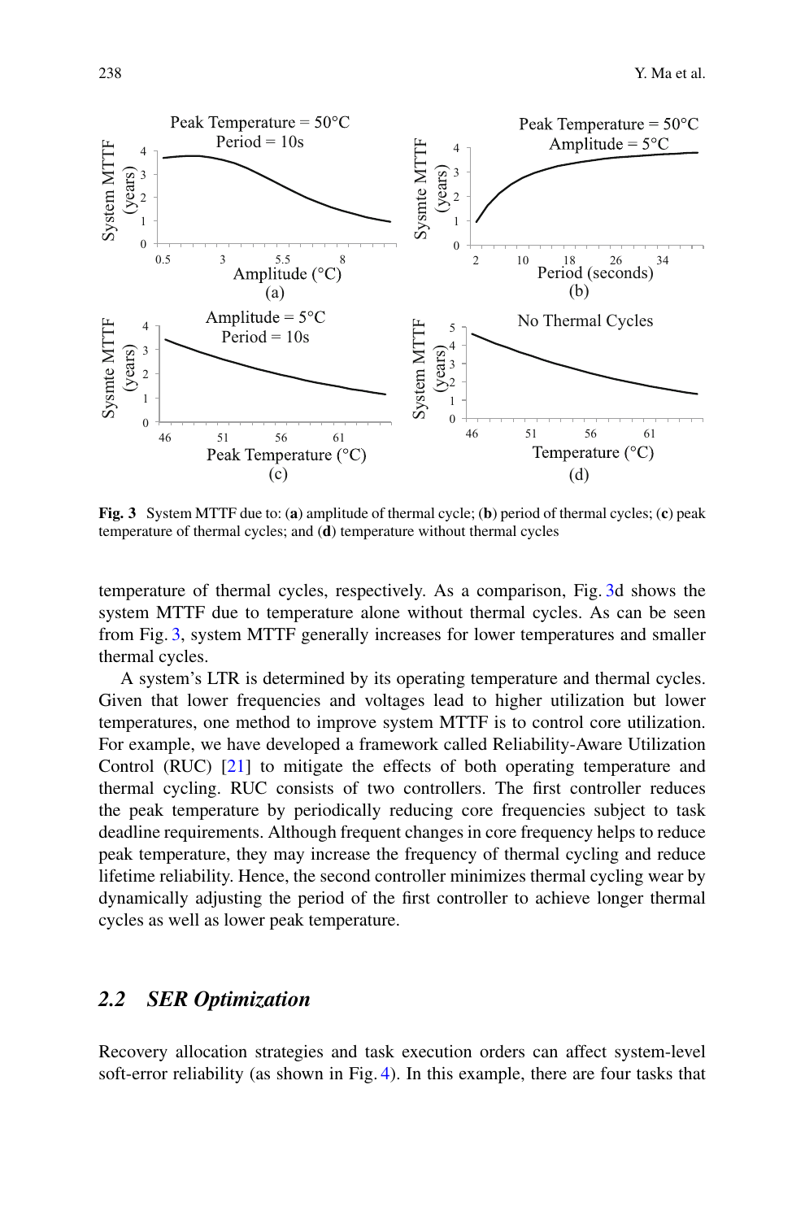Fig. 3 System MTTF due to: (**a**) amplitude of thermal cycle; (**b**) period of thermal cycles; (**c**) peak temperature of thermal cycles; and (**d**) temperature without thermal cycles

temperature of thermal cycles, respectively. As a comparison, Fig. 3d shows the system MTTF due to temperature alone without thermal cycles. As can be seen from Fig. 3, system MTTF generally increases for lower temperatures and smaller thermal cycles.

A system's LTR is determined by its operating temperature and thermal cycles. Given that lower frequencies and voltages lead to higher utilization but lower temperatures, one method to improve system MTTF is to control core utilization. For example, we have developed a framework called Reliability-Aware Utilization Control (RUC) [21] to mitigate the effects of both operating temperature and thermal cycling. RUC consists of two controllers. The first controller reduces the peak temperature by periodically reducing core frequencies subject to task deadline requirements. Although frequent changes in core frequency helps to reduce peak temperature, they may increase the frequency of thermal cycling and reduce lifetime reliability. Hence, the second controller minimizes thermal cycling wear by dynamically adjusting the period of the first controller to achieve longer thermal cycles as well as lower peak temperature.

## *2.2 SER Optimization*

Recovery allocation strategies and task execution orders can affect system-level soft-error reliability (as shown in Fig. 4). In this example, there are four tasks that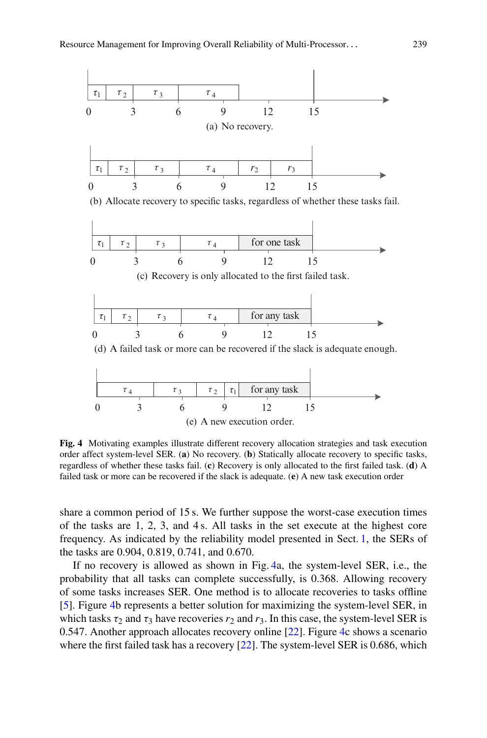Fig. 4 Motivating examples illustrate different recovery allocation strategies and task execution order affect system-level SER. (**a**) No recovery. (**b**) Statically allocate recovery to specific tasks, regardless of whether these tasks fail. (**c**) Recovery is only allocated to the first failed task. (**d**) A failed task or more can be recovered if the slack is adequate. (**e**) A new task execution order

share a common period of 15 s. We further suppose the worst-case execution times of the tasks are 1, 2, 3, and 4 s. All tasks in the set execute at the highest core frequency. As indicated by the reliability model presented in Sect. 1, the SERs of the tasks are 0.904, 0.819, 0.741, and 0.670.

If no recovery is allowed as shown in Fig. 4a, the system-level SER, i.e., the probability that all tasks can complete successfully, is 0.368. Allowing recovery of some tasks increases SER. One method is to allocate recoveries to tasks offline [5]. Figure 4b represents a better solution for maximizing the system-level SER, in which tasks $\tau_2$ and $\tau_3$ have recoveries $r_2$ and $r_3$. In this case, the system-level SER is 0.547. Another approach allocates recovery online [22]. Figure 4c shows a scenario where the first failed task has a recovery [22]. The system-level SER is 0.686, which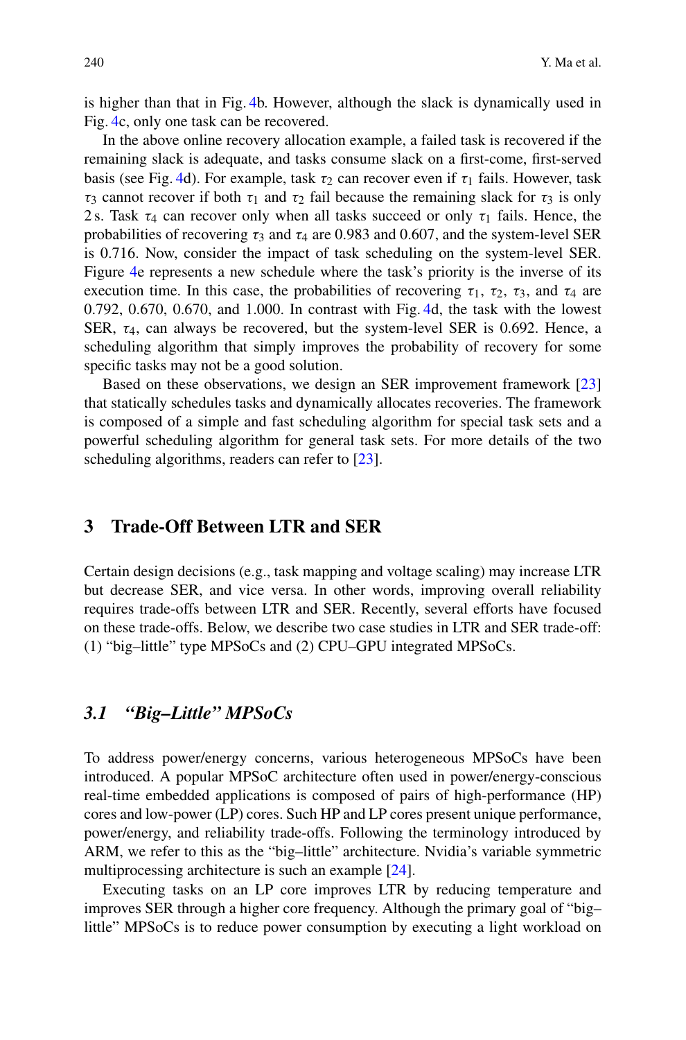is higher than that in Fig. 4b. However, although the slack is dynamically used in Fig. 4c, only one task can be recovered.

In the above online recovery allocation example, a failed task is recovered if the remaining slack is adequate, and tasks consume slack on a first-come, first-served basis (see Fig. 4d). For example, task $\tau_2$ can recover even if $\tau_1$ fails. However, task $\tau_3$ cannot recover if both $\tau_1$ and $\tau_2$ fail because the remaining slack for $\tau_3$ is only 2 s. Task $\tau_4$ can recover only when all tasks succeed or only $\tau_1$ fails. Hence, the probabilities of recovering $\tau_3$ and $\tau_4$ are 0.983 and 0.607, and the system-level SER is 0.716. Now, consider the impact of task scheduling on the system-level SER. Figure 4e represents a new schedule where the task's priority is the inverse of its execution time. In this case, the probabilities of recovering $\tau_1$, $\tau_2$, $\tau_3$, and $\tau_4$ are 0.792, 0.670, 0.670, and 1.000. In contrast with Fig. 4d, the task with the lowest SER, $\tau_4$, can always be recovered, but the system-level SER is 0.692. Hence, a scheduling algorithm that simply improves the probability of recovery for some specific tasks may not be a good solution.

Based on these observations, we design an SER improvement framework [23] that statically schedules tasks and dynamically allocates recoveries. The framework is composed of a simple and fast scheduling algorithm for special task sets and a powerful scheduling algorithm for general task sets. For more details of the two scheduling algorithms, readers can refer to [23].

## 3 Trade-Off Between LTR and SER

Certain design decisions (e.g., task mapping and voltage scaling) may increase LTR but decrease SER, and vice versa. In other words, improving overall reliability requires trade-offs between LTR and SER. Recently, several efforts have focused on these trade-offs. Below, we describe two case studies in LTR and SER trade-off: (1) "big–little" type MPSoCs and (2) CPU–GPU integrated MPSoCs.

### *3.1 "Big–Little" MPSoCs*

To address power/energy concerns, various heterogeneous MPSoCs have been introduced. A popular MPSoC architecture often used in power/energy-conscious real-time embedded applications is composed of pairs of high-performance (HP) cores and low-power (LP) cores. Such HP and LP cores present unique performance, power/energy, and reliability trade-offs. Following the terminology introduced by ARM, we refer to this as the "big–little" architecture. Nvidia's variable symmetric multiprocessing architecture is such an example [24].

Executing tasks on an LP core improves LTR by reducing temperature and improves SER through a higher core frequency. Although the primary goal of "big–little" MPSoCs is to reduce power consumption by executing a light workload on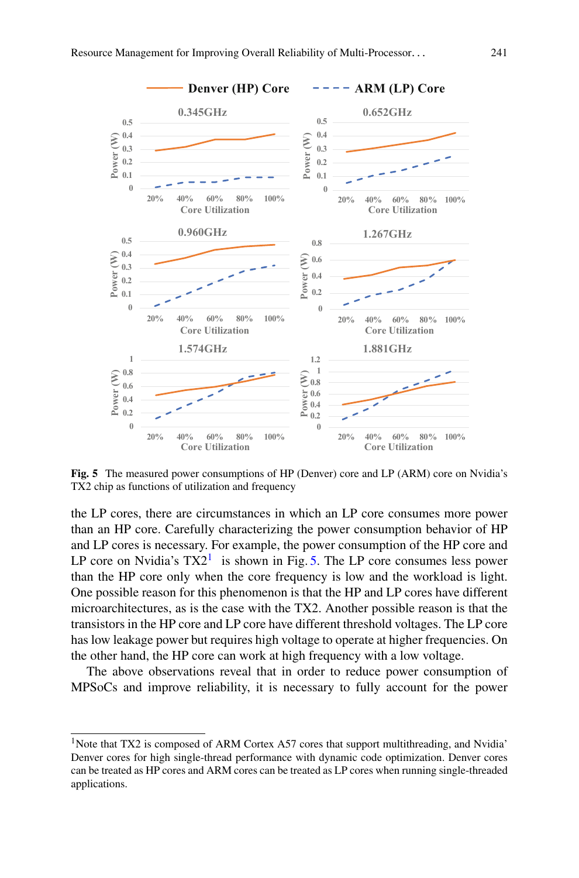Fig. 5 The measured power consumptions of HP (Denver) core and LP (ARM) core on Nvidia's TX2 chip as functions of utilization and frequency

the LP cores, there are circumstances in which an LP core consumes more power than an HP core. Carefully characterizing the power consumption behavior of HP and LP cores is necessary. For example, the power consumption of the HP core and LP core on Nvidia's TX2[1] is shown in Fig. 5. The LP core consumes less power than the HP core only when the core frequency is low and the workload is light. One possible reason for this phenomenon is that the HP and LP cores have different microarchitectures, as is the case with the TX2. Another possible reason is that the transistors in the HP core and LP core have different threshold voltages. The LP core has low leakage power but requires high voltage to operate at higher frequencies. On the other hand, the HP core can work at high frequency with a low voltage.

The above observations reveal that in order to reduce power consumption of MPSoCs and improve reliability, it is necessary to fully account for the power

---

[1] Note that TX2 is composed of ARM Cortex A57 cores that support multithreading, and Nvidia' Denver cores for high single-thread performance with dynamic code optimization. Denver cores can be treated as HP cores and ARM cores can be treated as LP cores when running single-threaded applications.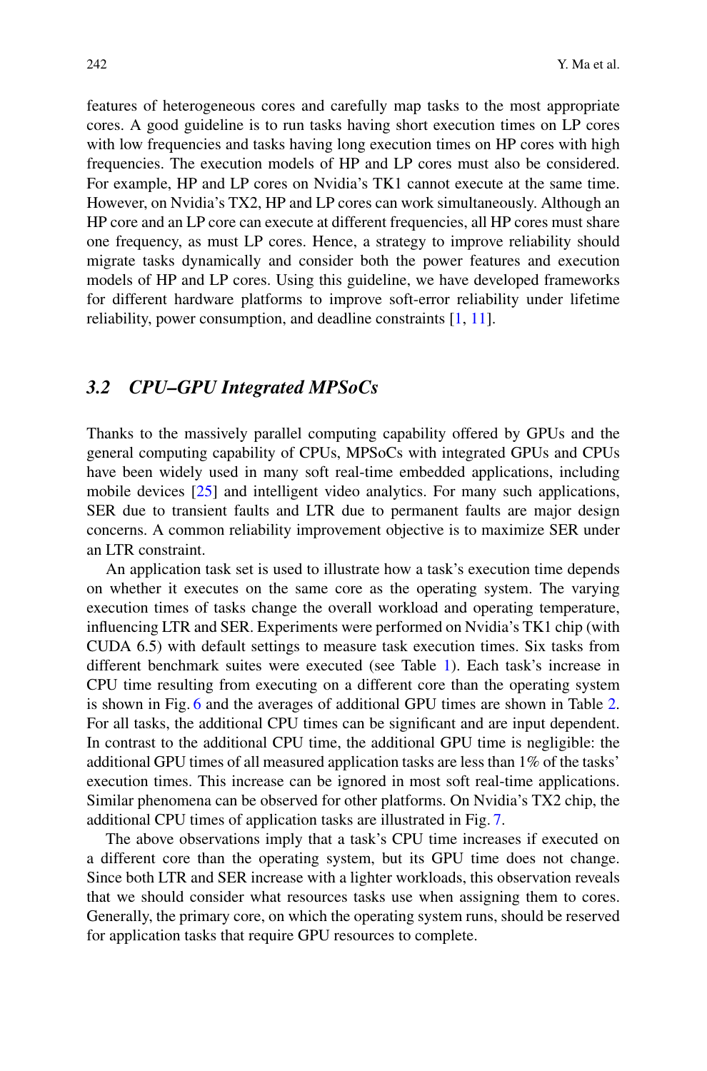features of heterogeneous cores and carefully map tasks to the most appropriate cores. A good guideline is to run tasks having short execution times on LP cores with low frequencies and tasks having long execution times on HP cores with high frequencies. The execution models of HP and LP cores must also be considered. For example, HP and LP cores on Nvidia's TK1 cannot execute at the same time. However, on Nvidia's TX2, HP and LP cores can work simultaneously. Although an HP core and an LP core can execute at different frequencies, all HP cores must share one frequency, as must LP cores. Hence, a strategy to improve reliability should migrate tasks dynamically and consider both the power features and execution models of HP and LP cores. Using this guideline, we have developed frameworks for different hardware platforms to improve soft-error reliability under lifetime reliability, power consumption, and deadline constraints [1, 11].

### *3.2 CPU–GPU Integrated MPSoCs*

Thanks to the massively parallel computing capability offered by GPUs and the general computing capability of CPUs, MPSoCs with integrated GPUs and CPUs have been widely used in many soft real-time embedded applications, including mobile devices [25] and intelligent video analytics. For many such applications, SER due to transient faults and LTR due to permanent faults are major design concerns. A common reliability improvement objective is to maximize SER under an LTR constraint.

An application task set is used to illustrate how a task's execution time depends on whether it executes on the same core as the operating system. The varying execution times of tasks change the overall workload and operating temperature, influencing LTR and SER. Experiments were performed on Nvidia's TK1 chip (with CUDA 6.5) with default settings to measure task execution times. Six tasks from different benchmark suites were executed (see Table 1). Each task's increase in CPU time resulting from executing on a different core than the operating system is shown in Fig. 6 and the averages of additional GPU times are shown in Table 2. For all tasks, the additional CPU times can be significant and are input dependent. In contrast to the additional CPU time, the additional GPU time is negligible: the additional GPU times of all measured application tasks are less than 1% of the tasks' execution times. This increase can be ignored in most soft real-time applications. Similar phenomena can be observed for other platforms. On Nvidia's TX2 chip, the additional CPU times of application tasks are illustrated in Fig. 7.

The above observations imply that a task's CPU time increases if executed on a different core than the operating system, but its GPU time does not change. Since both LTR and SER increase with a lighter workloads, this observation reveals that we should consider what resources tasks use when assigning them to cores. Generally, the primary core, on which the operating system runs, should be reserved for application tasks that require GPU resources to complete.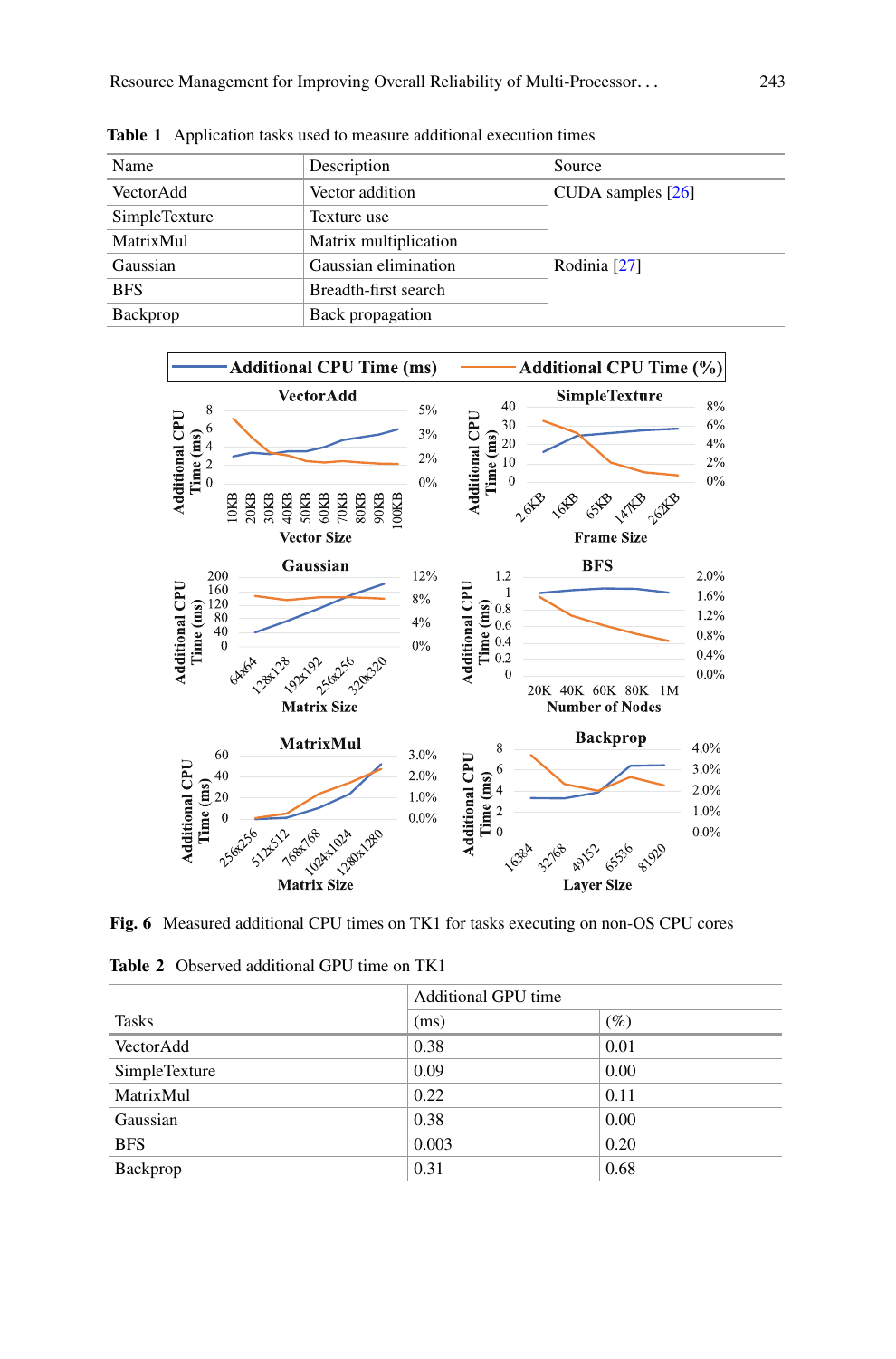**Table 1** Application tasks used to measure additional execution times

| Name | Description | Source |
|---|---|---|
| VectorAdd | Vector addition | CUDA samples [26] |
| SimpleTexture | Texture use | |
| MatrixMul | Matrix multiplication | |
| Gaussian | Gaussian elimination | Rodinia [27] |
| BFS | Breadth-first search | |
| Backprop | Back propagation | |

**Fig. 6** Measured additional CPU times on TK1 for tasks executing on non-OS CPU cores

**Table 2** Observed additional GPU time on TK1

| Tasks | Additional GPU time | |
|---|---|---|
| | (ms) | (%) |
| VectorAdd | 0.38 | 0.01 |
| SimpleTexture | 0.09 | 0.00 |
| MatrixMul | 0.22 | 0.11 |
| Gaussian | 0.38 | 0.00 |
| BFS | 0.003 | 0.20 |
| Backprop | 0.31 | 0.68 |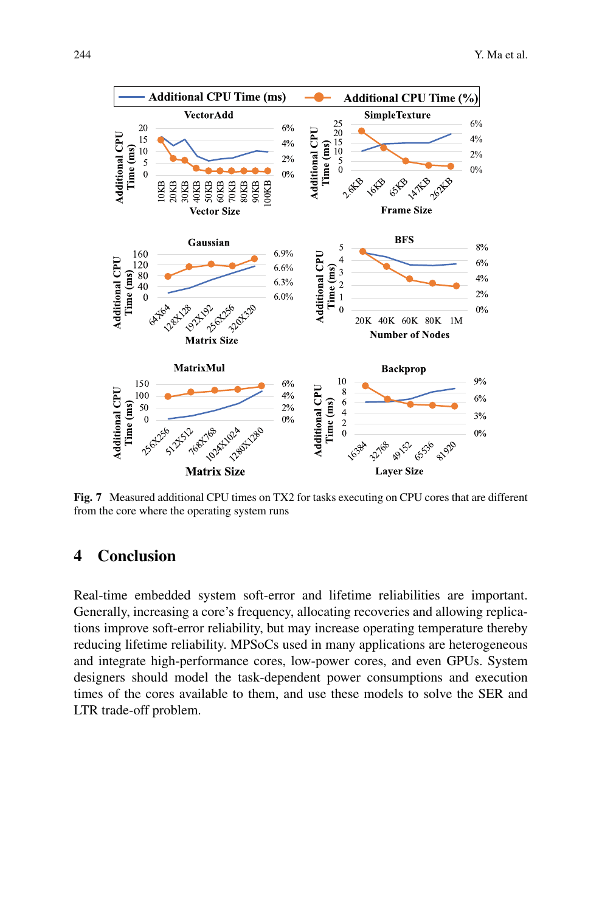**Fig. 7** Measured additional CPU times on TX2 for tasks executing on CPU cores that are different from the core where the operating system runs

## 4 Conclusion

Real-time embedded system soft-error and lifetime reliabilities are important. Generally, increasing a core's frequency, allocating recoveries and allowing replications improve soft-error reliability, but may increase operating temperature thereby reducing lifetime reliability. MPSoCs used in many applications are heterogeneous and integrate high-performance cores, low-power cores, and even GPUs. System designers should model the task-dependent power consumptions and execution times of the cores available to them, and use these models to solve the SER and LTR trade-off problem.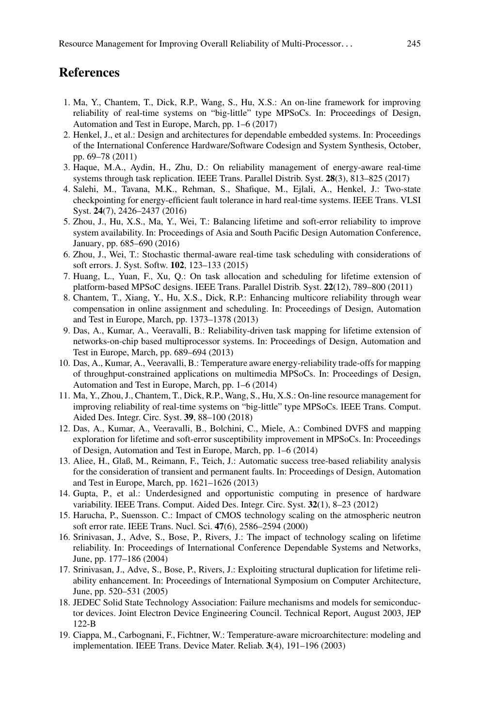## References

1. Ma, Y., Chantem, T., Dick, R.P., Wang, S., Hu, X.S.: An on-line framework for improving reliability of real-time systems on "big-little" type MPSoCs. In: Proceedings of Design, Automation and Test in Europe, March, pp. 1–6 (2017)
2. Henkel, J., et al.: Design and architectures for dependable embedded systems. In: Proceedings of the International Conference Hardware/Software Codesign and System Synthesis, October, pp. 69–78 (2011)
3. Haque, M.A., Aydin, H., Zhu, D.: On reliability management of energy-aware real-time systems through task replication. IEEE Trans. Parallel Distrib. Syst. **28**(3), 813–825 (2017)
4. Salehi, M., Tavana, M.K., Rehman, S., Shafique, M., Ejlali, A., Henkel, J.: Two-state checkpointing for energy-efficient fault tolerance in hard real-time systems. IEEE Trans. VLSI Syst. **24**(7), 2426–2437 (2016)
5. Zhou, J., Hu, X.S., Ma, Y., Wei, T.: Balancing lifetime and soft-error reliability to improve system availability. In: Proceedings of Asia and South Pacific Design Automation Conference, January, pp. 685–690 (2016)
6. Zhou, J., Wei, T.: Stochastic thermal-aware real-time task scheduling with considerations of soft errors. J. Syst. Softw. **102**, 123–133 (2015)
7. Huang, L., Yuan, F., Xu, Q.: On task allocation and scheduling for lifetime extension of platform-based MPSoC designs. IEEE Trans. Parallel Distrib. Syst. **22**(12), 789–800 (2011)
8. Chantem, T., Xiang, Y., Hu, X.S., Dick, R.P.: Enhancing multicore reliability through wear compensation in online assignment and scheduling. In: Proceedings of Design, Automation and Test in Europe, March, pp. 1373–1378 (2013)
9. Das, A., Kumar, A., Veeravalli, B.: Reliability-driven task mapping for lifetime extension of networks-on-chip based multiprocessor systems. In: Proceedings of Design, Automation and Test in Europe, March, pp. 689–694 (2013)
10. Das, A., Kumar, A., Veeravalli, B.: Temperature aware energy-reliability trade-offs for mapping of throughput-constrained applications on multimedia MPSoCs. In: Proceedings of Design, Automation and Test in Europe, March, pp. 1–6 (2014)
11. Ma, Y., Zhou, J., Chantem, T., Dick, R.P., Wang, S., Hu, X.S.: On-line resource management for improving reliability of real-time systems on "big-little" type MPSoCs. IEEE Trans. Comput. Aided Des. Integr. Circ. Syst. **39**, 88–100 (2018)
12. Das, A., Kumar, A., Veeravalli, B., Bolchini, C., Miele, A.: Combined DVFS and mapping exploration for lifetime and soft-error susceptibility improvement in MPSoCs. In: Proceedings of Design, Automation and Test in Europe, March, pp. 1–6 (2014)
13. Aliee, H., Glaß, M., Reimann, F., Teich, J.: Automatic success tree-based reliability analysis for the consideration of transient and permanent faults. In: Proceedings of Design, Automation and Test in Europe, March, pp. 1621–1626 (2013)
14. Gupta, P., et al.: Underdesigned and opportunistic computing in presence of hardware variability. IEEE Trans. Comput. Aided Des. Integr. Circ. Syst. **32**(1), 8–23 (2012)
15. Harucha, P., Suensson. C.: Impact of CMOS technology scaling on the atmospheric neutron soft error rate. IEEE Trans. Nucl. Sci. **47**(6), 2586–2594 (2000)
16. Srinivasan, J., Adve, S., Bose, P., Rivers, J.: The impact of technology scaling on lifetime reliability. In: Proceedings of International Conference Dependable Systems and Networks, June, pp. 177–186 (2004)
17. Srinivasan, J., Adve, S., Bose, P., Rivers, J.: Exploiting structural duplication for lifetime reliability enhancement. In: Proceedings of International Symposium on Computer Architecture, June, pp. 520–531 (2005)
18. JEDEC Solid State Technology Association: Failure mechanisms and models for semiconductor devices. Joint Electron Device Engineering Council. Technical Report, August 2003, JEP 122-B
19. Ciappa, M., Carbognani, F., Fichtner, W.: Temperature-aware microarchitecture: modeling and implementation. IEEE Trans. Device Mater. Reliab. **3**(4), 191–196 (2003)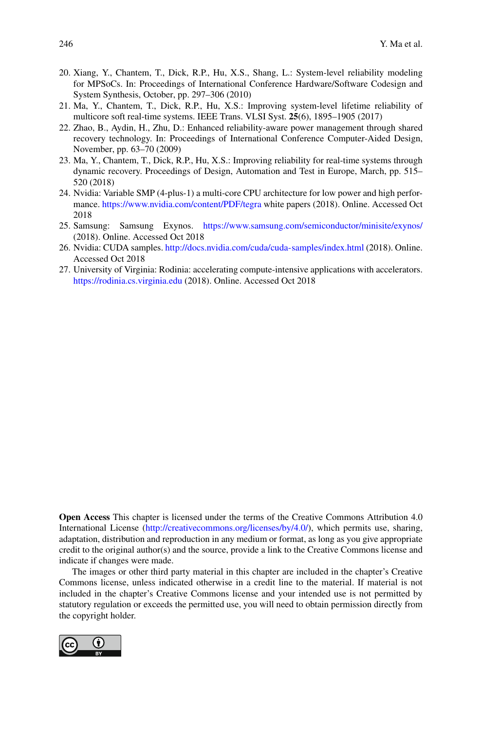20. Xiang, Y., Chantem, T., Dick, R.P., Hu, X.S., Shang, L.: System-level reliability modeling for MPSoCs. In: Proceedings of International Conference Hardware/Software Codesign and System Synthesis, October, pp. 297–306 (2010)
21. Ma, Y., Chantem, T., Dick, R.P., Hu, X.S.: Improving system-level lifetime reliability of multicore soft real-time systems. IEEE Trans. VLSI Syst. **25**(6), 1895–1905 (2017)
22. Zhao, B., Aydin, H., Zhu, D.: Enhanced reliability-aware power management through shared recovery technology. In: Proceedings of International Conference Computer-Aided Design, November, pp. 63–70 (2009)
23. Ma, Y., Chantem, T., Dick, R.P., Hu, X.S.: Improving reliability for real-time systems through dynamic recovery. Proceedings of Design, Automation and Test in Europe, March, pp. 515–520 (2018)
24. Nvidia: Variable SMP (4-plus-1) a multi-core CPU architecture for low power and high performance. https://www.nvidia.com/content/PDF/tegra white papers (2018). Online. Accessed Oct 2018
25. Samsung: Samsung Exynos. https://www.samsung.com/semiconductor/minisite/exynos/ (2018). Online. Accessed Oct 2018
26. Nvidia: CUDA samples. http://docs.nvidia.com/cuda/cuda-samples/index.html (2018). Online. Accessed Oct 2018
27. University of Virginia: Rodinia: accelerating compute-intensive applications with accelerators. https://rodinia.cs.virginia.edu (2018). Online. Accessed Oct 2018

**Open Access** This chapter is licensed under the terms of the Creative Commons Attribution 4.0 International License (http://creativecommons.org/licenses/by/4.0/), which permits use, sharing, adaptation, distribution and reproduction in any medium or format, as long as you give appropriate credit to the original author(s) and the source, provide a link to the Creative Commons license and indicate if changes were made.

The images or other third party material in this chapter are included in the chapter's Creative Commons license, unless indicated otherwise in a credit line to the material. If material is not included in the chapter's Creative Commons license and your intended use is not permitted by statutory regulation or exceeds the permitted use, you will need to obtain permission directly from the copyright holder.